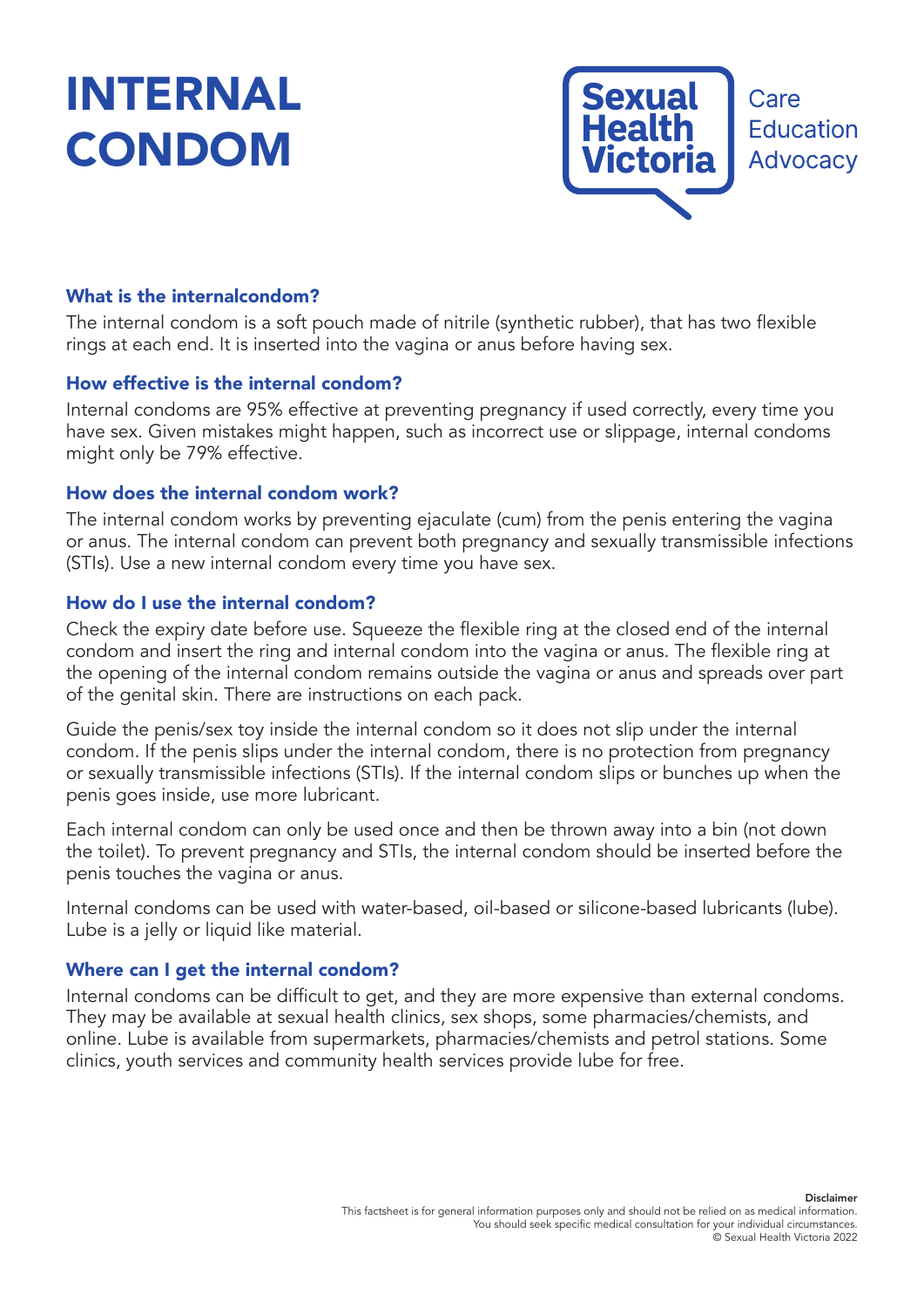# INTERNAL CONDOM

Sexual Health Victoria

Care
Education
Advocacy

### What is the internalcondom?

The internal condom is a soft pouch made of nitrile (synthetic rubber), that has two flexible rings at each end. It is inserted into the vagina or anus before having sex.

### How effective is the internal condom?

Internal condoms are 95% effective at preventing pregnancy if used correctly, every time you have sex. Given mistakes might happen, such as incorrect use or slippage, internal condoms might only be 79% effective.

### How does the internal condom work?

The internal condom works by preventing ejaculate (cum) from the penis entering the vagina or anus. The internal condom can prevent both pregnancy and sexually transmissible infections (STIs). Use a new internal condom every time you have sex.

### How do I use the internal condom?

Check the expiry date before use. Squeeze the flexible ring at the closed end of the internal condom and insert the ring and internal condom into the vagina or anus. The flexible ring at the opening of the internal condom remains outside the vagina or anus and spreads over part of the genital skin. There are instructions on each pack.

Guide the penis/sex toy inside the internal condom so it does not slip under the internal condom. If the penis slips under the internal condom, there is no protection from pregnancy or sexually transmissible infections (STIs). If the internal condom slips or bunches up when the penis goes inside, use more lubricant.

Each internal condom can only be used once and then be thrown away into a bin (not down the toilet). To prevent pregnancy and STIs, the internal condom should be inserted before the penis touches the vagina or anus.

Internal condoms can be used with water-based, oil-based or silicone-based lubricants (lube). Lube is a jelly or liquid like material.

### Where can I get the internal condom?

Internal condoms can be difficult to get, and they are more expensive than external condoms. They may be available at sexual health clinics, sex shops, some pharmacies/chemists, and online. Lube is available from supermarkets, pharmacies/chemists and petrol stations. Some clinics, youth services and community health services provide lube for free.

**Disclaimer**
This factsheet is for general information purposes only and should not be relied on as medical information.
You should seek specific medical consultation for your individual circumstances.
© Sexual Health Victoria 2022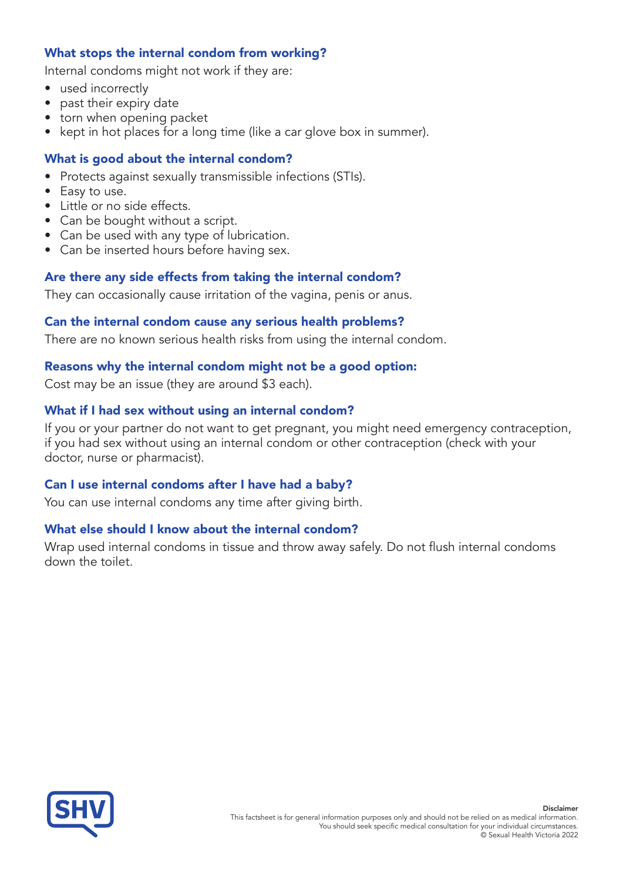### What stops the internal condom from working?

Internal condoms might not work if they are:

- used incorrectly
- past their expiry date
- torn when opening packet
- kept in hot places for a long time (like a car glove box in summer).

### What is good about the internal condom?

- Protects against sexually transmissible infections (STIs).
- Easy to use.
- Little or no side effects.
- Can be bought without a script.
- Can be used with any type of lubrication.
- Can be inserted hours before having sex.

### Are there any side effects from taking the internal condom?

They can occasionally cause irritation of the vagina, penis or anus.

### Can the internal condom cause any serious health problems?

There are no known serious health risks from using the internal condom.

### Reasons why the internal condom might not be a good option:

Cost may be an issue (they are around $3 each).

### What if I had sex without using an internal condom?

If you or your partner do not want to get pregnant, you might need emergency contraception, if you had sex without using an internal condom or other contraception (check with your doctor, nurse or pharmacist).

### Can I use internal condoms after I have had a baby?

You can use internal condoms any time after giving birth.

### What else should I know about the internal condom?

Wrap used internal condoms in tissue and throw away safely. Do not flush internal condoms down the toilet.

SHV

**Disclaimer**
This factsheet is for general information purposes only and should not be relied on as medical information.
You should seek specific medical consultation for your individual circumstances.
© Sexual Health Victoria 2022